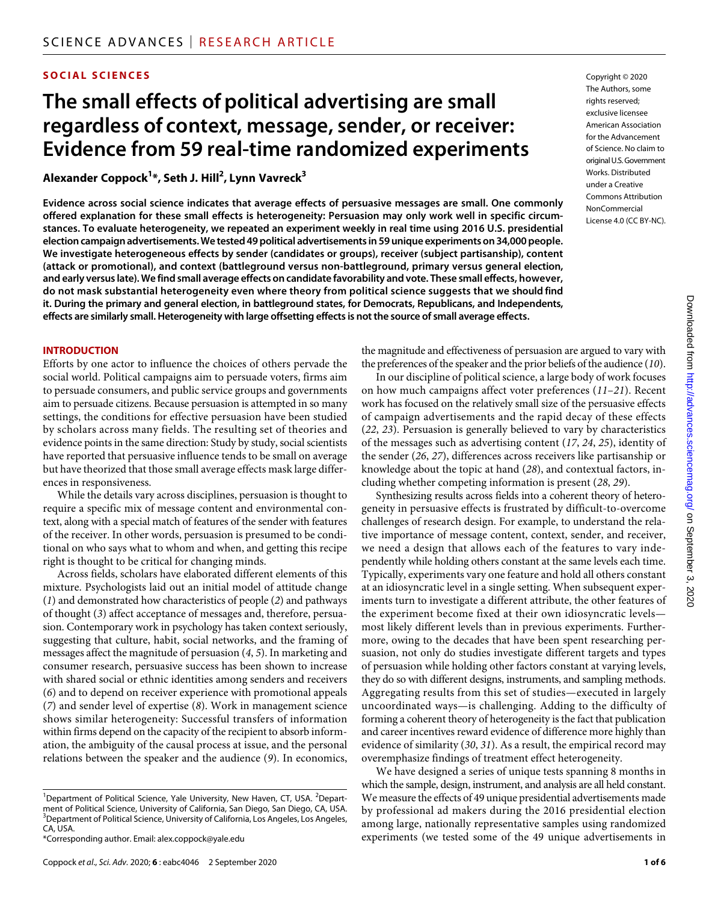SOCIAL SCIENCES

# The small effects of political advertising are small regardless of context, message, sender, or receiver: Evidence from 59 real-time randomized experiments

**Alexander Coppock[1]*, Seth J. Hill[2], Lynn Vavreck[3]**

Copyright © 2020 The Authors, some rights reserved; exclusive licensee American Association for the Advancement of Science. No claim to original U.S. Government Works. Distributed under a Creative Commons Attribution NonCommercial License 4.0 (CC BY-NC).

**Evidence across social science indicates that average effects of persuasive messages are small. One commonly offered explanation for these small effects is heterogeneity: Persuasion may only work well in specific circumstances. To evaluate heterogeneity, we repeated an experiment weekly in real time using 2016 U.S. presidential election campaign advertisements. We tested 49 political advertisements in 59 unique experiments on 34,000 people. We investigate heterogeneous effects by sender (candidates or groups), receiver (subject partisanship), content (attack or promotional), and context (battleground versus non-battleground, primary versus general election, and early versus late). We find small average effects on candidate favorability and vote. These small effects, however, do not mask substantial heterogeneity even where theory from political science suggests that we should find it. During the primary and general election, in battleground states, for Democrats, Republicans, and Independents, effects are similarly small. Heterogeneity with large offsetting effects is not the source of small average effects.**

## INTRODUCTION

Efforts by one actor to influence the choices of others pervade the social world. Political campaigns aim to persuade voters, firms aim to persuade consumers, and public service groups and governments aim to persuade citizens. Because persuasion is attempted in so many settings, the conditions for effective persuasion have been studied by scholars across many fields. The resulting set of theories and evidence points in the same direction: Study by study, social scientists have reported that persuasive influence tends to be small on average but have theorized that those small average effects mask large differences in responsiveness.

While the details vary across disciplines, persuasion is thought to require a specific mix of message content and environmental context, along with a special match of features of the sender with features of the receiver. In other words, persuasion is presumed to be conditional on who says what to whom and when, and getting this recipe right is thought to be critical for changing minds.

Across fields, scholars have elaborated different elements of this mixture. Psychologists laid out an initial model of attitude change (*1*) and demonstrated how characteristics of people (*2*) and pathways of thought (*3*) affect acceptance of messages and, therefore, persuasion. Contemporary work in psychology has taken context seriously, suggesting that culture, habit, social networks, and the framing of messages affect the magnitude of persuasion (*4*, *5*). In marketing and consumer research, persuasive success has been shown to increase with shared social or ethnic identities among senders and receivers (*6*) and to depend on receiver experience with promotional appeals (*7*) and sender level of expertise (*8*). Work in management science shows similar heterogeneity: Successful transfers of information within firms depend on the capacity of the recipient to absorb information, the ambiguity of the causal process at issue, and the personal relations between the speaker and the audience (*9*). In economics, the magnitude and effectiveness of persuasion are argued to vary with the preferences of the speaker and the prior beliefs of the audience (*10*).

In our discipline of political science, a large body of work focuses on how much campaigns affect voter preferences (*11*–*21*). Recent work has focused on the relatively small size of the persuasive effects of campaign advertisements and the rapid decay of these effects (*22*, *23*). Persuasion is generally believed to vary by characteristics of the messages such as advertising content (*17*, *24*, *25*), identity of the sender (*26*, *27*), differences across receivers like partisanship or knowledge about the topic at hand (*28*), and contextual factors, including whether competing information is present (*28*, *29*).

Synthesizing results across fields into a coherent theory of heterogeneity in persuasive effects is frustrated by difficult-to-overcome challenges of research design. For example, to understand the relative importance of message content, context, sender, and receiver, we need a design that allows each of the features to vary independently while holding others constant at the same levels each time. Typically, experiments vary one feature and hold all others constant at an idiosyncratic level in a single setting. When subsequent experiments turn to investigate a different attribute, the other features of the experiment become fixed at their own idiosyncratic levels—most likely different levels than in previous experiments. Furthermore, owing to the decades that have been spent researching persuasion, not only do studies investigate different targets and types of persuasion while holding other factors constant at varying levels, they do so with different designs, instruments, and sampling methods. Aggregating results from this set of studies—executed in largely uncoordinated ways—is challenging. Adding to the difficulty of forming a coherent theory of heterogeneity is the fact that publication and career incentives reward evidence of difference more highly than evidence of similarity (*30*, *31*). As a result, the empirical record may overemphasize findings of treatment effect heterogeneity.

We have designed a series of unique tests spanning 8 months in which the sample, design, instrument, and analysis are all held constant. We measure the effects of 49 unique presidential advertisements made by professional ad makers during the 2016 presidential election among large, nationally representative samples using randomized experiments (we tested some of the 49 unique advertisements in

[1]Department of Political Science, Yale University, New Haven, CT, USA. [2]Department of Political Science, University of California, San Diego, San Diego, CA, USA. [3]Department of Political Science, University of California, Los Angeles, Los Angeles, CA, USA.

*Corresponding author. Email: alex.coppock@yale.edu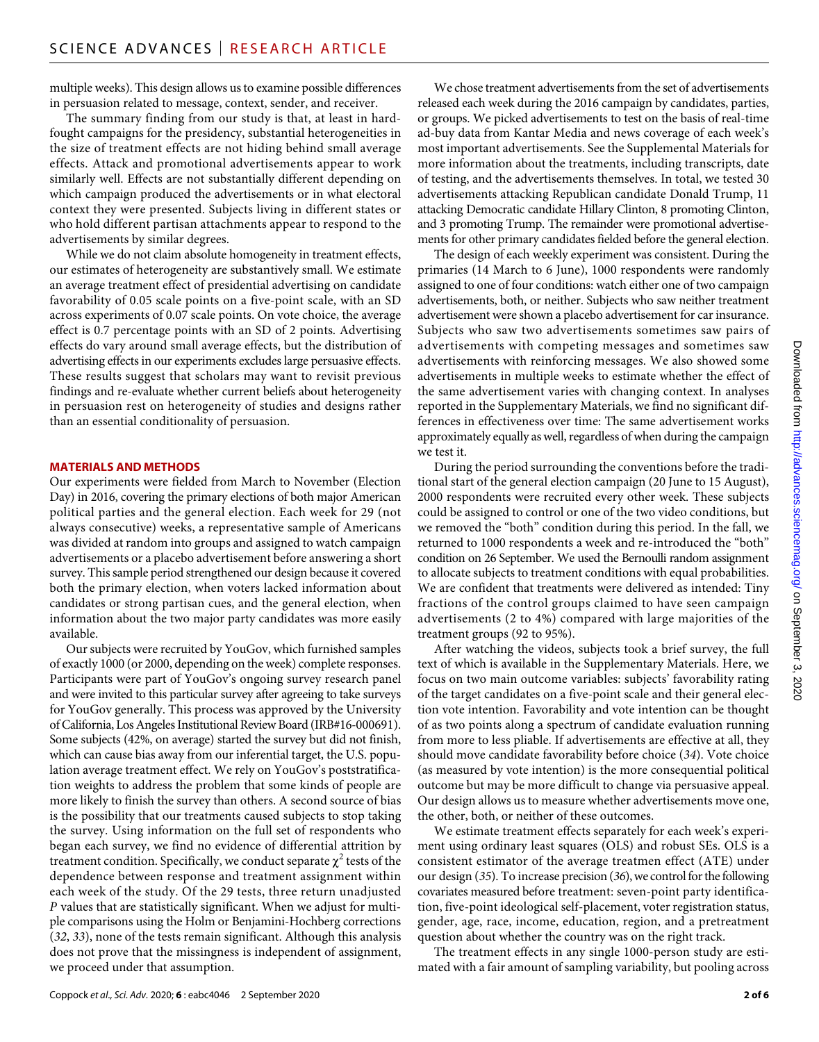multiple weeks). This design allows us to examine possible differences in persuasion related to message, context, sender, and receiver.

The summary finding from our study is that, at least in hard-fought campaigns for the presidency, substantial heterogeneities in the size of treatment effects are not hiding behind small average effects. Attack and promotional advertisements appear to work similarly well. Effects are not substantially different depending on which campaign produced the advertisements or in what electoral context they were presented. Subjects living in different states or who hold different partisan attachments appear to respond to the advertisements by similar degrees.

While we do not claim absolute homogeneity in treatment effects, our estimates of heterogeneity are substantively small. We estimate an average treatment effect of presidential advertising on candidate favorability of 0.05 scale points on a five-point scale, with an SD across experiments of 0.07 scale points. On vote choice, the average effect is 0.7 percentage points with an SD of 2 points. Advertising effects do vary around small average effects, but the distribution of advertising effects in our experiments excludes large persuasive effects. These results suggest that scholars may want to revisit previous findings and re-evaluate whether current beliefs about heterogeneity in persuasion rest on heterogeneity of studies and designs rather than an essential conditionality of persuasion.

## MATERIALS AND METHODS

Our experiments were fielded from March to November (Election Day) in 2016, covering the primary elections of both major American political parties and the general election. Each week for 29 (not always consecutive) weeks, a representative sample of Americans was divided at random into groups and assigned to watch campaign advertisements or a placebo advertisement before answering a short survey. This sample period strengthened our design because it covered both the primary election, when voters lacked information about candidates or strong partisan cues, and the general election, when information about the two major party candidates was more easily available.

Our subjects were recruited by YouGov, which furnished samples of exactly 1000 (or 2000, depending on the week) complete responses. Participants were part of YouGov's ongoing survey research panel and were invited to this particular survey after agreeing to take surveys for YouGov generally. This process was approved by the University of California, Los Angeles Institutional Review Board (IRB#16-000691). Some subjects (42%, on average) started the survey but did not finish, which can cause bias away from our inferential target, the U.S. population average treatment effect. We rely on YouGov's poststratification weights to address the problem that some kinds of people are more likely to finish the survey than others. A second source of bias is the possibility that our treatments caused subjects to stop taking the survey. Using information on the full set of respondents who began each survey, we find no evidence of differential attrition by treatment condition. Specifically, we conduct separate $\chi^2$ tests of the dependence between response and treatment assignment within each week of the study. Of the 29 tests, three return unadjusted $P$ values that are statistically significant. When we adjust for multiple comparisons using the Holm or Benjamini-Hochberg corrections (*32*, *33*), none of the tests remain significant. Although this analysis does not prove that the missingness is independent of assignment, we proceed under that assumption.

We chose treatment advertisements from the set of advertisements released each week during the 2016 campaign by candidates, parties, or groups. We picked advertisements to test on the basis of real-time ad-buy data from Kantar Media and news coverage of each week's most important advertisements. See the Supplemental Materials for more information about the treatments, including transcripts, date of testing, and the advertisements themselves. In total, we tested 30 advertisements attacking Republican candidate Donald Trump, 11 attacking Democratic candidate Hillary Clinton, 8 promoting Clinton, and 3 promoting Trump. The remainder were promotional advertisements for other primary candidates fielded before the general election.

The design of each weekly experiment was consistent. During the primaries (14 March to 6 June), 1000 respondents were randomly assigned to one of four conditions: watch either one of two campaign advertisements, both, or neither. Subjects who saw neither treatment advertisement were shown a placebo advertisement for car insurance. Subjects who saw two advertisements sometimes saw pairs of advertisements with competing messages and sometimes saw advertisements with reinforcing messages. We also showed some advertisements in multiple weeks to estimate whether the effect of the same advertisement varies with changing context. In analyses reported in the Supplementary Materials, we find no significant differences in effectiveness over time: The same advertisement works approximately equally as well, regardless of when during the campaign we test it.

During the period surrounding the conventions before the traditional start of the general election campaign (20 June to 15 August), 2000 respondents were recruited every other week. These subjects could be assigned to control or one of the two video conditions, but we removed the "both" condition during this period. In the fall, we returned to 1000 respondents a week and re-introduced the "both" condition on 26 September. We used the Bernoulli random assignment to allocate subjects to treatment conditions with equal probabilities. We are confident that treatments were delivered as intended: Tiny fractions of the control groups claimed to have seen campaign advertisements (2 to 4%) compared with large majorities of the treatment groups (92 to 95%).

After watching the videos, subjects took a brief survey, the full text of which is available in the Supplementary Materials. Here, we focus on two main outcome variables: subjects' favorability rating of the target candidates on a five-point scale and their general election vote intention. Favorability and vote intention can be thought of as two points along a spectrum of candidate evaluation running from more to less pliable. If advertisements are effective at all, they should move candidate favorability before choice (*34*). Vote choice (as measured by vote intention) is the more consequential political outcome but may be more difficult to change via persuasive appeal. Our design allows us to measure whether advertisements move one, the other, both, or neither of these outcomes.

We estimate treatment effects separately for each week's experiment using ordinary least squares (OLS) and robust SEs. OLS is a consistent estimator of the average treatmen effect (ATE) under our design (*35*). To increase precision (*36*), we control for the following covariates measured before treatment: seven-point party identification, five-point ideological self-placement, voter registration status, gender, age, race, income, education, region, and a pretreatment question about whether the country was on the right track.

The treatment effects in any single 1000-person study are estimated with a fair amount of sampling variability, but pooling across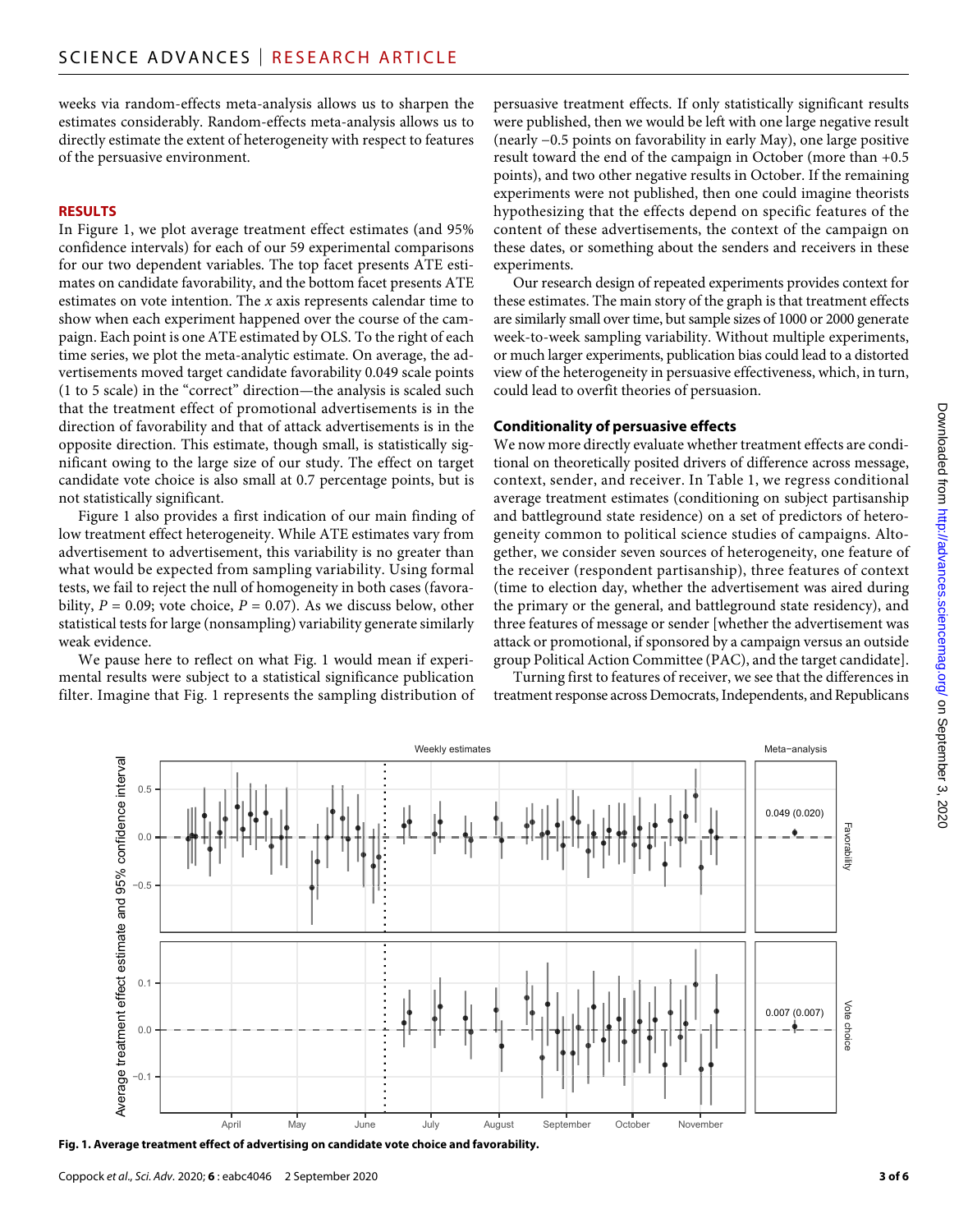weeks via random-effects meta-analysis allows us to sharpen the estimates considerably. Random-effects meta-analysis allows us to directly estimate the extent of heterogeneity with respect to features of the persuasive environment.

## RESULTS

In Figure 1, we plot average treatment effect estimates (and 95% confidence intervals) for each of our 59 experimental comparisons for our two dependent variables. The top facet presents ATE estimates on candidate favorability, and the bottom facet presents ATE estimates on vote intention. The *x* axis represents calendar time to show when each experiment happened over the course of the campaign. Each point is one ATE estimated by OLS. To the right of each time series, we plot the meta-analytic estimate. On average, the advertisements moved target candidate favorability 0.049 scale points (1 to 5 scale) in the "correct" direction—the analysis is scaled such that the treatment effect of promotional advertisements is in the direction of favorability and that of attack advertisements is in the opposite direction. This estimate, though small, is statistically significant owing to the large size of our study. The effect on target candidate vote choice is also small at 0.7 percentage points, but is not statistically significant.

Figure 1 also provides a first indication of our main finding of low treatment effect heterogeneity. While ATE estimates vary from advertisement to advertisement, this variability is no greater than what would be expected from sampling variability. Using formal tests, we fail to reject the null of homogeneity in both cases (favorability, $P = 0.09$; vote choice, $P = 0.07$). As we discuss below, other statistical tests for large (nonsampling) variability generate similarly weak evidence.

We pause here to reflect on what Fig. 1 would mean if experimental results were subject to a statistical significance publication filter. Imagine that Fig. 1 represents the sampling distribution of persuasive treatment effects. If only statistically significant results were published, then we would be left with one large negative result (nearly −0.5 points on favorability in early May), one large positive result toward the end of the campaign in October (more than +0.5 points), and two other negative results in October. If the remaining experiments were not published, then one could imagine theorists hypothesizing that the effects depend on specific features of the content of these advertisements, the context of the campaign on these dates, or something about the senders and receivers in these experiments.

Our research design of repeated experiments provides context for these estimates. The main story of the graph is that treatment effects are similarly small over time, but sample sizes of 1000 or 2000 generate week-to-week sampling variability. Without multiple experiments, or much larger experiments, publication bias could lead to a distorted view of the heterogeneity in persuasive effectiveness, which, in turn, could lead to overfit theories of persuasion.

### Conditionality of persuasive effects

We now more directly evaluate whether treatment effects are conditional on theoretically posited drivers of difference across message, context, sender, and receiver. In Table 1, we regress conditional average treatment estimates (conditioning on subject partisanship and battleground state residence) on a set of predictors of heterogeneity common to political science studies of campaigns. Altogether, we consider seven sources of heterogeneity, one feature of the receiver (respondent partisanship), three features of context (time to election day, whether the advertisement was aired during the primary or the general, and battleground state residency), and three features of message or sender [whether the advertisement was attack or promotional, if sponsored by a campaign versus an outside group Political Action Committee (PAC), and the target candidate].

Turning first to features of receiver, we see that the differences in treatment response across Democrats, Independents, and Republicans

**Fig. 1. Average treatment effect of advertising on candidate vote choice and favorability.**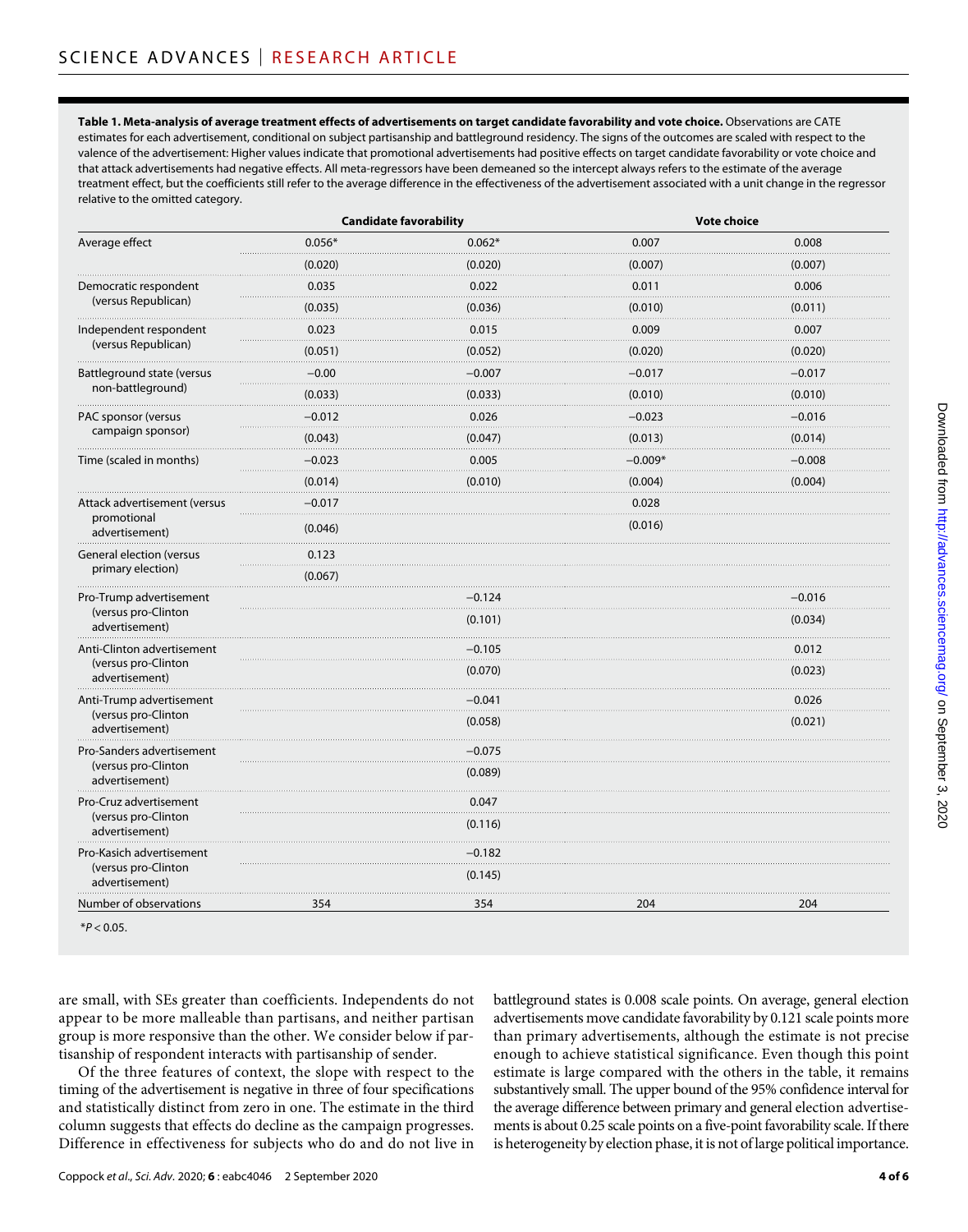**Table 1. Meta-analysis of average treatment effects of advertisements on target candidate favorability and vote choice.** Observations are CATE estimates for each advertisement, conditional on subject partisanship and battleground residency. The signs of the outcomes are scaled with respect to the valence of the advertisement: Higher values indicate that promotional advertisements had positive effects on target candidate favorability or vote choice and that attack advertisements had negative effects. All meta-regressors have been demeaned so the intercept always refers to the estimate of the average treatment effect, but the coefficients still refer to the average difference in the effectiveness of the advertisement associated with a unit change in the regressor relative to the omitted category.

| | Candidate favorability | | Vote choice | |
|---|---|---|---|---|
| Average effect | 0.056* | 0.062* | 0.007 | 0.008 |
| | (0.020) | (0.020) | (0.007) | (0.007) |
| Democratic respondent (versus Republican) | 0.035 | 0.022 | 0.011 | 0.006 |
| | (0.035) | (0.036) | (0.010) | (0.011) |
| Independent respondent (versus Republican) | 0.023 | 0.015 | 0.009 | 0.007 |
| | (0.051) | (0.052) | (0.020) | (0.020) |
| Battleground state (versus non-battleground) | −0.00 | −0.007 | −0.017 | −0.017 |
| | (0.033) | (0.033) | (0.010) | (0.010) |
| PAC sponsor (versus campaign sponsor) | −0.012 | 0.026 | −0.023 | −0.016 |
| | (0.043) | (0.047) | (0.013) | (0.014) |
| Time (scaled in months) | −0.023 | 0.005 | −0.009* | −0.008 |
| | (0.014) | (0.010) | (0.004) | (0.004) |
| Attack advertisement (versus promotional advertisement) | −0.017 | | 0.028 | |
| | (0.046) | | (0.016) | |
| General election (versus primary election) | 0.123 | | | |
| | (0.067) | | | |
| Pro-Trump advertisement (versus pro-Clinton advertisement) | | −0.124 | | −0.016 |
| | | (0.101) | | (0.034) |
| Anti-Clinton advertisement (versus pro-Clinton advertisement) | | −0.105 | | 0.012 |
| | | (0.070) | | (0.023) |
| Anti-Trump advertisement (versus pro-Clinton advertisement) | | −0.041 | | 0.026 |
| | | (0.058) | | (0.021) |
| Pro-Sanders advertisement (versus pro-Clinton advertisement) | | −0.075 | | |
| | | (0.089) | | |
| Pro-Cruz advertisement (versus pro-Clinton advertisement) | | 0.047 | | |
| | | (0.116) | | |
| Pro-Kasich advertisement (versus pro-Clinton advertisement) | | −0.182 | | |
| | | (0.145) | | |
| Number of observations | 354 | 354 | 204 | 204 |

*$P < 0.05$.

are small, with SEs greater than coefficients. Independents do not appear to be more malleable than partisans, and neither partisan group is more responsive than the other. We consider below if partisanship of respondent interacts with partisanship of sender.

Of the three features of context, the slope with respect to the timing of the advertisement is negative in three of four specifications and statistically distinct from zero in one. The estimate in the third column suggests that effects do decline as the campaign progresses. Difference in effectiveness for subjects who do and do not live in battleground states is 0.008 scale points. On average, general election advertisements move candidate favorability by 0.121 scale points more than primary advertisements, although the estimate is not precise enough to achieve statistical significance. Even though this point estimate is large compared with the others in the table, it remains substantively small. The upper bound of the 95% confidence interval for the average difference between primary and general election advertisements is about 0.25 scale points on a five-point favorability scale. If there is heterogeneity by election phase, it is not of large political importance.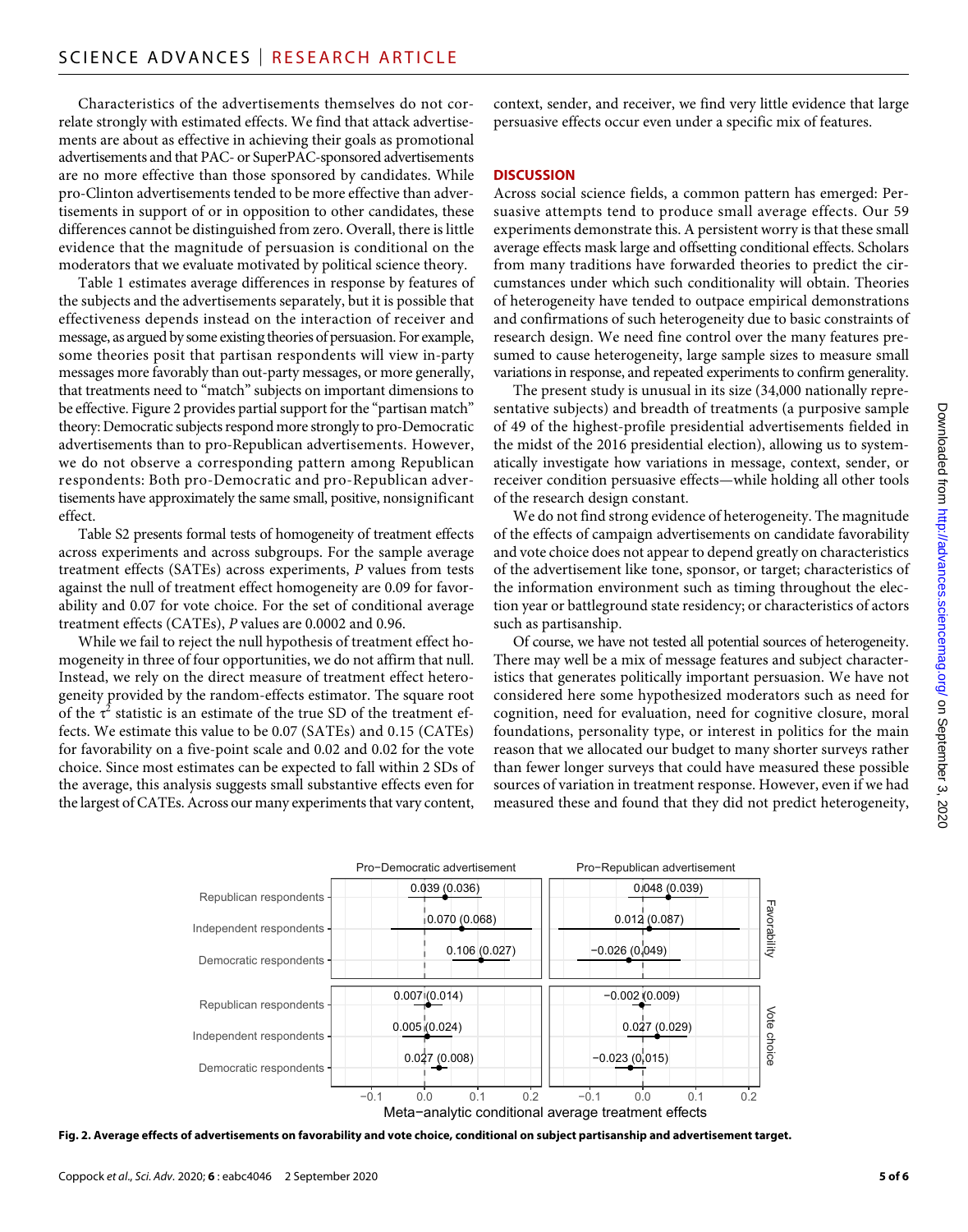Characteristics of the advertisements themselves do not correlate strongly with estimated effects. We find that attack advertisements are about as effective in achieving their goals as promotional advertisements and that PAC- or SuperPAC-sponsored advertisements are no more effective than those sponsored by candidates. While pro-Clinton advertisements tended to be more effective than advertisements in support of or in opposition to other candidates, these differences cannot be distinguished from zero. Overall, there is little evidence that the magnitude of persuasion is conditional on the moderators that we evaluate motivated by political science theory.

Table 1 estimates average differences in response by features of the subjects and the advertisements separately, but it is possible that effectiveness depends instead on the interaction of receiver and message, as argued by some existing theories of persuasion. For example, some theories posit that partisan respondents will view in-party messages more favorably than out-party messages, or more generally, that treatments need to "match" subjects on important dimensions to be effective. Figure 2 provides partial support for the "partisan match" theory: Democratic subjects respond more strongly to pro-Democratic advertisements than to pro-Republican advertisements. However, we do not observe a corresponding pattern among Republican respondents: Both pro-Democratic and pro-Republican advertisements have approximately the same small, positive, nonsignificant effect.

Table S2 presents formal tests of homogeneity of treatment effects across experiments and across subgroups. For the sample average treatment effects (SATEs) across experiments, *P* values from tests against the null of treatment effect homogeneity are 0.09 for favorability and 0.07 for vote choice. For the set of conditional average treatment effects (CATEs), *P* values are 0.0002 and 0.96.

While we fail to reject the null hypothesis of treatment effect homogeneity in three of four opportunities, we do not affirm that null. Instead, we rely on the direct measure of treatment effect heterogeneity provided by the random-effects estimator. The square root of the $\tau^2$ statistic is an estimate of the true SD of the treatment effects. We estimate this value to be 0.07 (SATEs) and 0.15 (CATEs) for favorability on a five-point scale and 0.02 and 0.02 for the vote choice. Since most estimates can be expected to fall within 2 SDs of the average, this analysis suggests small substantive effects even for the largest of CATEs. Across our many experiments that vary content, context, sender, and receiver, we find very little evidence that large persuasive effects occur even under a specific mix of features.

## DISCUSSION

Across social science fields, a common pattern has emerged: Persuasive attempts tend to produce small average effects. Our 59 experiments demonstrate this. A persistent worry is that these small average effects mask large and offsetting conditional effects. Scholars from many traditions have forwarded theories to predict the circumstances under which such conditionality will obtain. Theories of heterogeneity have tended to outpace empirical demonstrations and confirmations of such heterogeneity due to basic constraints of research design. We need fine control over the many features presumed to cause heterogeneity, large sample sizes to measure small variations in response, and repeated experiments to confirm generality.

The present study is unusual in its size (34,000 nationally representative subjects) and breadth of treatments (a purposive sample of 49 of the highest-profile presidential advertisements fielded in the midst of the 2016 presidential election), allowing us to systematically investigate how variations in message, context, sender, or receiver condition persuasive effects—while holding all other tools of the research design constant.

We do not find strong evidence of heterogeneity. The magnitude of the effects of campaign advertisements on candidate favorability and vote choice does not appear to depend greatly on characteristics of the advertisement like tone, sponsor, or target; characteristics of the information environment such as timing throughout the election year or battleground state residency; or characteristics of actors such as partisanship.

Of course, we have not tested all potential sources of heterogeneity. There may well be a mix of message features and subject characteristics that generates politically important persuasion. We have not considered here some hypothesized moderators such as need for cognition, need for evaluation, need for cognitive closure, moral foundations, personality type, or interest in politics for the main reason that we allocated our budget to many shorter surveys rather than fewer longer surveys that could have measured these possible sources of variation in treatment response. However, even if we had measured these and found that they did not predict heterogeneity,

| Outcome | Respondents | Pro-Democratic advertisement | Pro-Republican advertisement |
|---|---|---|---|
| Favorability | Republican respondents | 0.039 (0.036) | 0.048 (0.039) |
| Favorability | Independent respondents | 0.070 (0.068) | 0.012 (0.087) |
| Favorability | Democratic respondents | 0.106 (0.027) | −0.026 (0.049) |
| Vote choice | Republican respondents | 0.007 (0.014) | −0.002 (0.009) |
| Vote choice | Independent respondents | 0.005 (0.024) | 0.027 (0.029) |
| Vote choice | Democratic respondents | 0.027 (0.008) | −0.023 (0.015) |

Meta−analytic conditional average treatment effects

**Fig. 2. Average effects of advertisements on favorability and vote choice, conditional on subject partisanship and advertisement target.**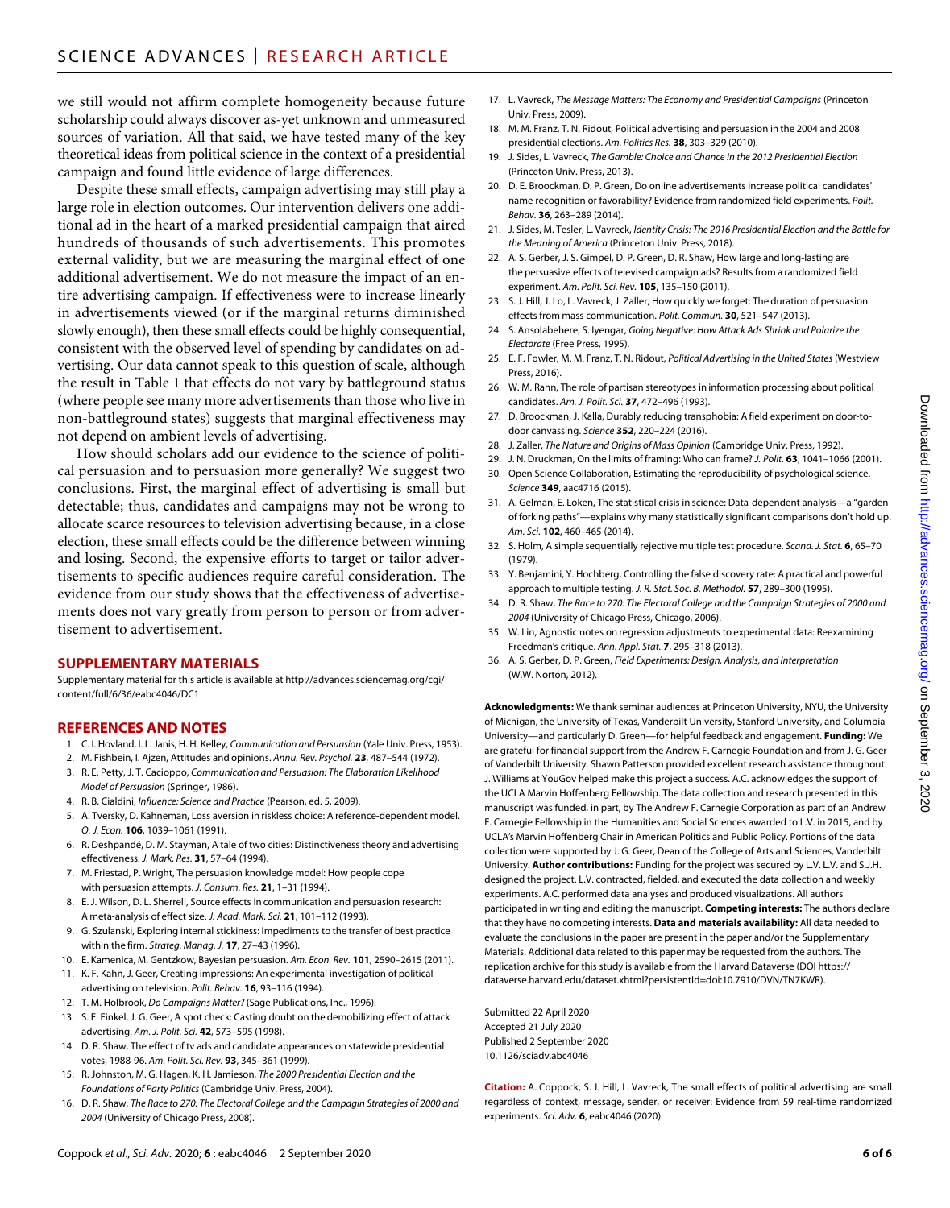we still would not affirm complete homogeneity because future scholarship could always discover as-yet unknown and unmeasured sources of variation. All that said, we have tested many of the key theoretical ideas from political science in the context of a presidential campaign and found little evidence of large differences.

Despite these small effects, campaign advertising may still play a large role in election outcomes. Our intervention delivers one additional ad in the heart of a marked presidential campaign that aired hundreds of thousands of such advertisements. This promotes external validity, but we are measuring the marginal effect of one additional advertisement. We do not measure the impact of an entire advertising campaign. If effectiveness were to increase linearly in advertisements viewed (or if the marginal returns diminished slowly enough), then these small effects could be highly consequential, consistent with the observed level of spending by candidates on advertising. Our data cannot speak to this question of scale, although the result in Table 1 that effects do not vary by battleground status (where people see many more advertisements than those who live in non-battleground states) suggests that marginal effectiveness may not depend on ambient levels of advertising.

How should scholars add our evidence to the science of political persuasion and to persuasion more generally? We suggest two conclusions. First, the marginal effect of advertising is small but detectable; thus, candidates and campaigns may not be wrong to allocate scarce resources to television advertising because, in a close election, these small effects could be the difference between winning and losing. Second, the expensive efforts to target or tailor advertisements to specific audiences require careful consideration. The evidence from our study shows that the effectiveness of advertisements does not vary greatly from person to person or from advertisement to advertisement.

## SUPPLEMENTARY MATERIALS

Supplementary material for this article is available at http://advances.sciencemag.org/cgi/content/full/6/36/eabc4046/DC1

## REFERENCES AND NOTES

1. C. I. Hovland, I. L. Janis, H. H. Kelley, *Communication and Persuasion* (Yale Univ. Press, 1953).
2. M. Fishbein, I. Ajzen, Attitudes and opinions. *Annu. Rev. Psychol.* **23**, 487–544 (1972).
3. R. E. Petty, J. T. Cacioppo, *Communication and Persuasion: The Elaboration Likelihood Model of Persuasion* (Springer, 1986).
4. R. B. Cialdini, *Influence: Science and Practice* (Pearson, ed. 5, 2009).
5. A. Tversky, D. Kahneman, Loss aversion in riskless choice: A reference-dependent model. *Q. J. Econ.* **106**, 1039–1061 (1991).
6. R. Deshpandé, D. M. Stayman, A tale of two cities: Distinctiveness theory and advertising effectiveness. *J. Mark. Res.* **31**, 57–64 (1994).
7. M. Friestad, P. Wright, The persuasion knowledge model: How people cope with persuasion attempts. *J. Consum. Res.* **21**, 1–31 (1994).
8. E. J. Wilson, D. L. Sherrell, Source effects in communication and persuasion research: A meta-analysis of effect size. *J. Acad. Mark. Sci.* **21**, 101–112 (1993).
9. G. Szulanski, Exploring internal stickiness: Impediments to the transfer of best practice within the firm. *Strateg. Manag. J.* **17**, 27–43 (1996).
10. E. Kamenica, M. Gentzkow, Bayesian persuasion. *Am. Econ. Rev.* **101**, 2590–2615 (2011).
11. K. F. Kahn, J. Geer, Creating impressions: An experimental investigation of political advertising on television. *Polit. Behav.* **16**, 93–116 (1994).
12. T. M. Holbrook, *Do Campaigns Matter?* (Sage Publications, Inc., 1996).
13. S. E. Finkel, J. G. Geer, A spot check: Casting doubt on the demobilizing effect of attack advertising. *Am. J. Polit. Sci.* **42**, 573–595 (1998).
14. D. R. Shaw, The effect of tv ads and candidate appearances on statewide presidential votes, 1988-96. *Am. Polit. Sci. Rev.* **93**, 345–361 (1999).
15. R. Johnston, M. G. Hagen, K. H. Jamieson, *The 2000 Presidential Election and the Foundations of Party Politics* (Cambridge Univ. Press, 2004).
16. D. R. Shaw, *The Race to 270: The Electoral College and the Campaign Strategies of 2000 and 2004* (University of Chicago Press, 2008).
17. L. Vavreck, *The Message Matters: The Economy and Presidential Campaigns* (Princeton Univ. Press, 2009).
18. M. M. Franz, T. N. Ridout, Political advertising and persuasion in the 2004 and 2008 presidential elections. *Am. Politics Res.* **38**, 303–329 (2010).
19. J. Sides, L. Vavreck, *The Gamble: Choice and Chance in the 2012 Presidential Election* (Princeton Univ. Press, 2013).
20. D. E. Broockman, D. P. Green, Do online advertisements increase political candidates' name recognition or favorability? Evidence from randomized field experiments. *Polit. Behav.* **36**, 263–289 (2014).
21. J. Sides, M. Tesler, L. Vavreck, *Identity Crisis: The 2016 Presidential Election and the Battle for the Meaning of America* (Princeton Univ. Press, 2018).
22. A. S. Gerber, J. S. Gimpel, D. P. Green, D. R. Shaw, How large and long-lasting are the persuasive effects of televised campaign ads? Results from a randomized field experiment. *Am. Polit. Sci. Rev.* **105**, 135–150 (2011).
23. S. J. Hill, J. Lo, L. Vavreck, J. Zaller, How quickly we forget: The duration of persuasion effects from mass communication. *Polit. Commun.* **30**, 521–547 (2013).
24. S. Ansolabehere, S. Iyengar, *Going Negative: How Attack Ads Shrink and Polarize the Electorate* (Free Press, 1995).
25. E. F. Fowler, M. M. Franz, T. N. Ridout, *Political Advertising in the United States* (Westview Press, 2016).
26. W. M. Rahn, The role of partisan stereotypes in information processing about political candidates. *Am. J. Polit. Sci.* **37**, 472–496 (1993).
27. D. Broockman, J. Kalla, Durably reducing transphobia: A field experiment on door-to-door canvassing. *Science* **352**, 220–224 (2016).
28. J. Zaller, *The Nature and Origins of Mass Opinion* (Cambridge Univ. Press, 1992).
29. J. N. Druckman, On the limits of framing: Who can frame? *J. Polit.* **63**, 1041–1066 (2001).
30. Open Science Collaboration, Estimating the reproducibility of psychological science. *Science* **349**, aac4716 (2015).
31. A. Gelman, E. Loken, The statistical crisis in science: Data-dependent analysis—a "garden of forking paths"—explains why many statistically significant comparisons don't hold up. *Am. Sci.* **102**, 460–465 (2014).
32. S. Holm, A simple sequentially rejective multiple test procedure. *Scand. J. Stat.* **6**, 65–70 (1979).
33. Y. Benjamini, Y. Hochberg, Controlling the false discovery rate: A practical and powerful approach to multiple testing. *J. R. Stat. Soc. B. Methodol.* **57**, 289–300 (1995).
34. D. R. Shaw, *The Race to 270: The Electoral College and the Campaign Strategies of 2000 and 2004* (University of Chicago Press, Chicago, 2006).
35. W. Lin, Agnostic notes on regression adjustments to experimental data: Reexamining Freedman's critique. *Ann. Appl. Stat.* **7**, 295–318 (2013).
36. A. S. Gerber, D. P. Green, *Field Experiments: Design, Analysis, and Interpretation* (W.W. Norton, 2012).

**Acknowledgments:** We thank seminar audiences at Princeton University, NYU, the University of Michigan, the University of Texas, Vanderbilt University, Stanford University, and Columbia University—and particularly D. Green—for helpful feedback and engagement. **Funding:** We are grateful for financial support from the Andrew F. Carnegie Foundation and from J. G. Geer of Vanderbilt University. Shawn Patterson provided excellent research assistance throughout. J. Williams at YouGov helped make this project a success. A.C. acknowledges the support of the UCLA Marvin Hoffenberg Fellowship. The data collection and research presented in this manuscript was funded, in part, by The Andrew F. Carnegie Corporation as part of an Andrew F. Carnegie Fellowship in the Humanities and Social Sciences awarded to L.V. in 2015, and by UCLA's Marvin Hoffenberg Chair in American Politics and Public Policy. Portions of the data collection were supported by J. G. Geer, Dean of the College of Arts and Sciences, Vanderbilt University. **Author contributions:** Funding for the project was secured by L.V. L.V. and S.J.H. designed the project. L.V. contracted, fielded, and executed the data collection and weekly experiments. A.C. performed data analyses and produced visualizations. All authors participated in writing and editing the manuscript. **Competing interests:** The authors declare that they have no competing interests. **Data and materials availability:** All data needed to evaluate the conclusions in the paper are present in the paper and/or the Supplementary Materials. Additional data related to this paper may be requested from the authors. The replication archive for this study is available from the Harvard Dataverse (DOI https://dataverse.harvard.edu/dataset.xhtml?persistentId=doi:10.7910/DVN/TN7KWR).

Submitted 22 April 2020
Accepted 21 July 2020
Published 2 September 2020
10.1126/sciadv.abc4046

**Citation:** A. Coppock, S. J. Hill, L. Vavreck, The small effects of political advertising are small regardless of context, message, sender, or receiver: Evidence from 59 real-time randomized experiments. *Sci. Adv.* **6**, eabc4046 (2020).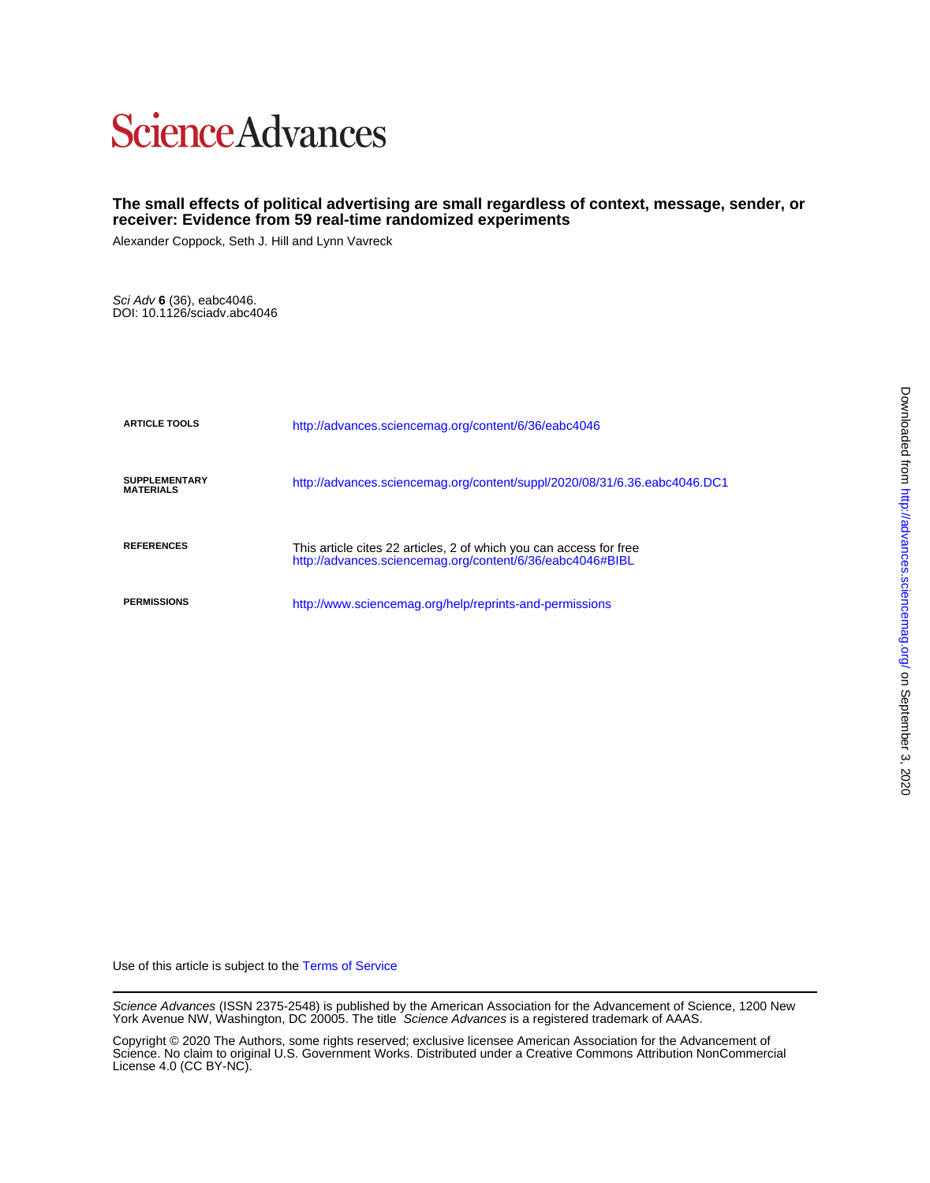# Science Advances

**The small effects of political advertising are small regardless of context, message, sender, or receiver: Evidence from 59 real-time randomized experiments**

Alexander Coppock, Seth J. Hill and Lynn Vavreck

*Sci Adv* **6** (36), eabc4046.
DOI: 10.1126/sciadv.abc4046

| | |
|---|---|
| **ARTICLE TOOLS** | http://advances.sciencemag.org/content/6/36/eabc4046 |
| **SUPPLEMENTARY MATERIALS** | http://advances.sciencemag.org/content/suppl/2020/08/31/6.36.eabc4046.DC1 |
| **REFERENCES** | This article cites 22 articles, 2 of which you can access for free http://advances.sciencemag.org/content/6/36/eabc4046#BIBL |
| **PERMISSIONS** | http://www.sciencemag.org/help/reprints-and-permissions |

Use of this article is subject to the Terms of Service

*Science Advances* (ISSN 2375-2548) is published by the American Association for the Advancement of Science, 1200 New York Avenue NW, Washington, DC 20005. The title *Science Advances* is a registered trademark of AAAS.

Copyright © 2020 The Authors, some rights reserved; exclusive licensee American Association for the Advancement of Science. No claim to original U.S. Government Works. Distributed under a Creative Commons Attribution NonCommercial License 4.0 (CC BY-NC).

Downloaded from http://advances.sciencemag.org/ on September 3, 2020